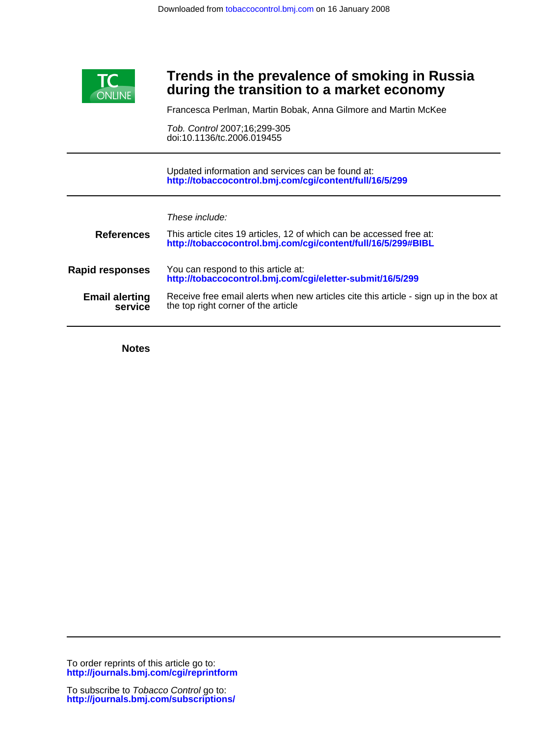Downloaded from tobaccocontrol.bmj.com on 16 January 2008

# Trends in the prevalence of smoking in Russia during the transition to a market economy

Francesca Perlman, Martin Bobak, Anna Gilmore and Martin McKee

*Tob. Control* 2007;16;299-305
doi:10.1136/tc.2006.019455

Updated information and services can be found at:
**http://tobaccocontrol.bmj.com/cgi/content/full/16/5/299**

*These include:*

**References**
This article cites 19 articles, 12 of which can be accessed free at:
**http://tobaccocontrol.bmj.com/cgi/content/full/16/5/299#BIBL**

**Rapid responses**
You can respond to this article at:
**http://tobaccocontrol.bmj.com/cgi/eletter-submit/16/5/299**

**Email alerting service**
Receive free email alerts when new articles cite this article - sign up in the box at the top right corner of the article

**Notes**

To order reprints of this article go to:
**http://journals.bmj.com/cgi/reprintform**

To subscribe to *Tobacco Control* go to:
**http://journals.bmj.com/subscriptions/**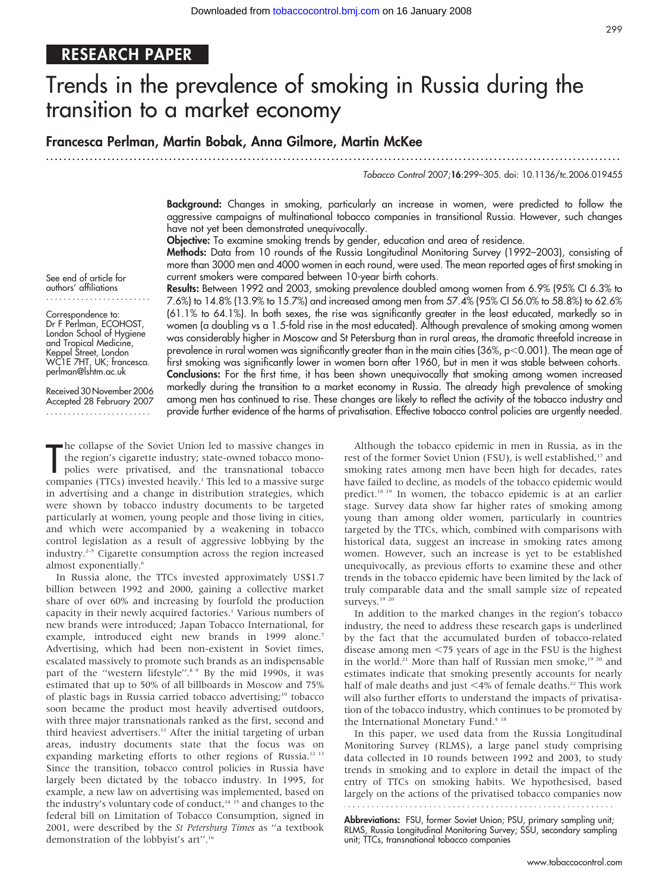# RESEARCH PAPER

# Trends in the prevalence of smoking in Russia during the transition to a market economy

**Francesca Perlman, Martin Bobak, Anna Gilmore, Martin McKee**

*Tobacco Control* 2007;**16**:299–305. doi: 10.1136/tc.2006.019455

See end of article for authors' affiliations

Correspondence to: Dr F Perlman, ECOHOST, London School of Hygiene and Tropical Medicine, Keppel Street, London WC1E 7HT, UK; francesca.perlman@lshtm.ac.uk

Received 30 November 2006
Accepted 28 February 2007

**Background:** Changes in smoking, particularly an increase in women, were predicted to follow the aggressive campaigns of multinational tobacco companies in transitional Russia. However, such changes have not yet been demonstrated unequivocally.

**Objective:** To examine smoking trends by gender, education and area of residence.

**Methods:** Data from 10 rounds of the Russia Longitudinal Monitoring Survey (1992–2003), consisting of more than 3000 men and 4000 women in each round, were used. The mean reported ages of first smoking in current smokers were compared between 10-year birth cohorts.

**Results:** Between 1992 and 2003, smoking prevalence doubled among women from 6.9% (95% CI 6.3% to 7.6%) to 14.8% (13.9% to 15.7%) and increased among men from 57.4% (95% CI 56.0% to 58.8%) to 62.6% (61.1% to 64.1%). In both sexes, the rise was significantly greater in the least educated, markedly so in women (a doubling vs a 1.5-fold rise in the most educated). Although prevalence of smoking among women was considerably higher in Moscow and St Petersburg than in rural areas, the dramatic threefold increase in prevalence in rural women was significantly greater than in the main cities (36%, $p<0.001$). The mean age of first smoking was significantly lower in women born after 1960, but in men it was stable between cohorts.

**Conclusions:** For the first time, it has been shown unequivocally that smoking among women increased markedly during the transition to a market economy in Russia. The already high prevalence of smoking among men has continued to rise. These changes are likely to reflect the activity of the tobacco industry and provide further evidence of the harms of privatisation. Effective tobacco control policies are urgently needed.

The collapse of the Soviet Union led to massive changes in the region's cigarette industry; state-owned tobacco monopolies were privatised, and the transnational tobacco companies (TTCs) invested heavily.[1] This led to a massive surge in advertising and a change in distribution strategies, which were shown by tobacco industry documents to be targeted particularly at women, young people and those living in cities, and which were accompanied by a weakening in tobacco control legislation as a result of aggressive lobbying by the industry.[2–5] Cigarette consumption across the region increased almost exponentially.[6]

In Russia alone, the TTCs invested approximately US\$1.7 billion between 1992 and 2000, gaining a collective market share of over 60% and increasing by fourfold the production capacity in their newly acquired factories.[1] Various numbers of new brands were introduced; Japan Tobacco International, for example, introduced eight new brands in 1999 alone.[7] Advertising, which had been non-existent in Soviet times, escalated massively to promote such brands as an indispensable part of the "western lifestyle".[8 9] By the mid 1990s, it was estimated that up to 50% of all billboards in Moscow and 75% of plastic bags in Russia carried tobacco advertising;[10] tobacco soon became the product most heavily advertised outdoors, with three major transnationals ranked as the first, second and third heaviest advertisers.[11] After the initial targeting of urban areas, industry documents state that the focus was on expanding marketing efforts to other regions of Russia.[12 13] Since the transition, tobacco control policies in Russia have largely been dictated by the tobacco industry. In 1995, for example, a new law on advertising was implemented, based on the industry's voluntary code of conduct,[14 15] and changes to the federal bill on Limitation of Tobacco Consumption, signed in 2001, were described by the *St Petersburg Times* as "a textbook demonstration of the lobbyist's art".[16]

Although the tobacco epidemic in men in Russia, as in the rest of the former Soviet Union (FSU), is well established,[17] and smoking rates among men have been high for decades, rates have failed to decline, as models of the tobacco epidemic would predict.[18 19] In women, the tobacco epidemic is at an earlier stage. Survey data show far higher rates of smoking among young than among older women, particularly in countries targeted by the TTCs, which, combined with comparisons with historical data, suggest an increase in smoking rates among women. However, such an increase is yet to be established unequivocally, as previous efforts to examine these and other trends in the tobacco epidemic have been limited by the lack of truly comparable data and the small sample size of repeated surveys.[19 20]

In addition to the marked changes in the region's tobacco industry, the need to address these research gaps is underlined by the fact that the accumulated burden of tobacco-related disease among men <75 years of age in the FSU is the highest in the world.[21] More than half of Russian men smoke,[19 20] and estimates indicate that smoking presently accounts for nearly half of male deaths and just <4% of female deaths.[22] This work will also further efforts to understand the impacts of privatisation of the tobacco industry, which continues to be promoted by the International Monetary Fund.[4 18]

In this paper, we used data from the Russia Longitudinal Monitoring Survey (RLMS), a large panel study comprising data collected in 10 rounds between 1992 and 2003, to study trends in smoking and to explore in detail the impact of the entry of TTCs on smoking habits. We hypothesised, based largely on the actions of the privatised tobacco companies now

**Abbreviations:** FSU, former Soviet Union; PSU, primary sampling unit; RLMS, Russia Longitudinal Monitoring Survey; SSU, secondary sampling unit; TTCs, transnational tobacco companies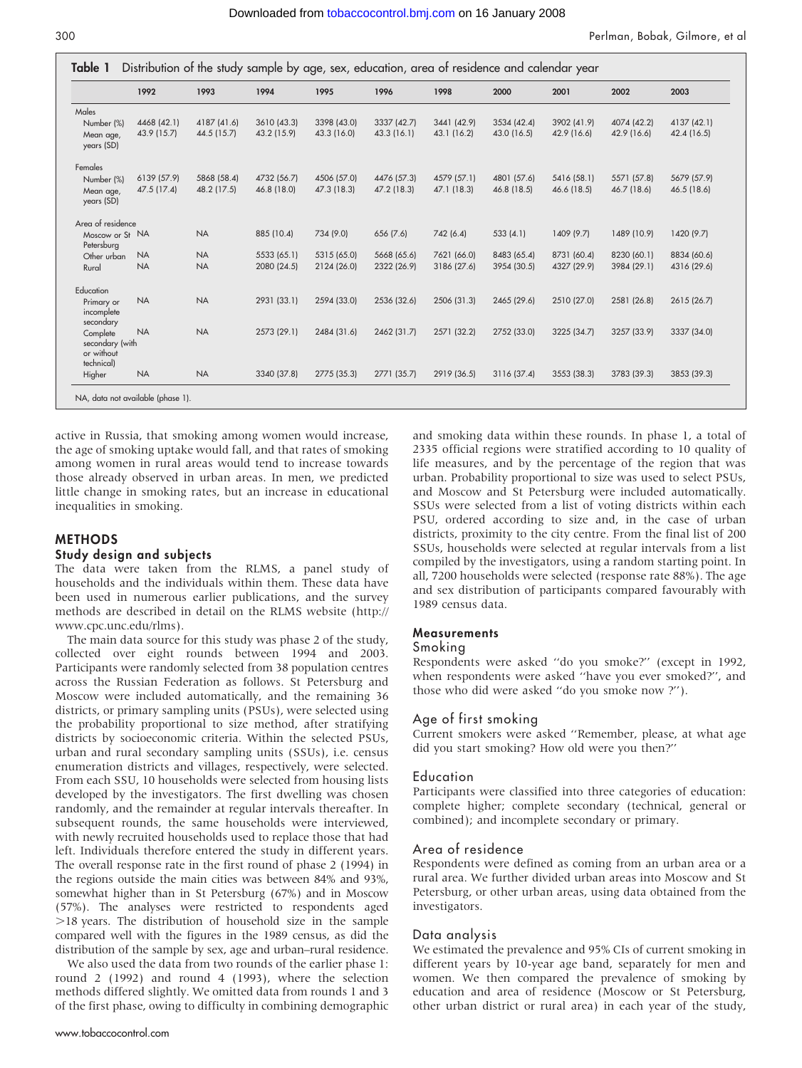**Table 1** Distribution of the study sample by age, sex, education, area of residence and calendar year

| | 1992 | 1993 | 1994 | 1995 | 1996 | 1998 | 2000 | 2001 | 2002 | 2003 |
|---|---|---|---|---|---|---|---|---|---|---|
| **Males** | | | | | | | | | | |
| Number (%) | 4468 (42.1) | 4187 (41.6) | 3610 (43.3) | 3398 (43.0) | 3337 (42.7) | 3441 (42.9) | 3534 (42.4) | 3902 (41.9) | 4074 (42.2) | 4137 (42.1) |
| Mean age, years (SD) | 43.9 (15.7) | 44.5 (15.7) | 43.2 (15.9) | 43.3 (16.0) | 43.3 (16.1) | 43.1 (16.2) | 43.0 (16.5) | 42.9 (16.6) | 42.9 (16.6) | 42.4 (16.5) |
| **Females** | | | | | | | | | | |
| Number (%) | 6139 (57.9) | 5868 (58.4) | 4732 (56.7) | 4506 (57.0) | 4476 (57.3) | 4579 (57.1) | 4801 (57.6) | 5416 (58.1) | 5571 (57.8) | 5679 (57.9) |
| Mean age, years (SD) | 47.5 (17.4) | 48.2 (17.5) | 46.8 (18.0) | 47.3 (18.3) | 47.2 (18.3) | 47.1 (18.3) | 46.8 (18.5) | 46.6 (18.5) | 46.7 (18.6) | 46.5 (18.6) |
| **Area of residence** | | | | | | | | | | |
| Moscow or St Petersburg | NA | NA | 885 (10.4) | 734 (9.0) | 656 (7.6) | 742 (6.4) | 533 (4.1) | 1409 (9.7) | 1489 (10.9) | 1420 (9.7) |
| Other urban | NA | NA | 5533 (65.1) | 5315 (65.0) | 5668 (65.6) | 7621 (66.0) | 8483 (65.4) | 8731 (60.4) | 8230 (60.1) | 8834 (60.6) |
| Rural | NA | NA | 2080 (24.5) | 2124 (26.0) | 2322 (26.9) | 3186 (27.6) | 3954 (30.5) | 4327 (29.9) | 3984 (29.1) | 4316 (29.6) |
| **Education** | | | | | | | | | | |
| Primary or incomplete secondary | NA | NA | 2931 (33.1) | 2594 (33.0) | 2536 (32.6) | 2506 (31.3) | 2465 (29.6) | 2510 (27.0) | 2581 (26.8) | 2615 (26.7) |
| Complete secondary (with or without technical) | NA | NA | 2573 (29.1) | 2484 (31.6) | 2462 (31.7) | 2571 (32.2) | 2752 (33.0) | 3225 (34.7) | 3257 (33.9) | 3337 (34.0) |
| Higher | NA | NA | 3340 (37.8) | 2775 (35.3) | 2771 (35.7) | 2919 (36.5) | 3116 (37.4) | 3553 (38.3) | 3783 (39.3) | 3853 (39.3) |

NA, data not available (phase 1).

active in Russia, that smoking among women would increase, the age of smoking uptake would fall, and that rates of smoking among women in rural areas would tend to increase towards those already observed in urban areas. In men, we predicted little change in smoking rates, but an increase in educational inequalities in smoking.

## METHODS

### Study design and subjects

The data were taken from the RLMS, a panel study of households and the individuals within them. These data have been used in numerous earlier publications, and the survey methods are described in detail on the RLMS website (http://www.cpc.unc.edu/rlms).

The main data source for this study was phase 2 of the study, collected over eight rounds between 1994 and 2003. Participants were randomly selected from 38 population centres across the Russian Federation as follows. St Petersburg and Moscow were included automatically, and the remaining 36 districts, or primary sampling units (PSUs), were selected using the probability proportional to size method, after stratifying districts by socioeconomic criteria. Within the selected PSUs, urban and rural secondary sampling units (SSUs), i.e. census enumeration districts and villages, respectively, were selected. From each SSU, 10 households were selected from housing lists developed by the investigators. The first dwelling was chosen randomly, and the remainder at regular intervals thereafter. In subsequent rounds, the same households were interviewed, with newly recruited households used to replace those that had left. Individuals therefore entered the study in different years. The overall response rate in the first round of phase 2 (1994) in the regions outside the main cities was between 84% and 93%, somewhat higher than in St Petersburg (67%) and in Moscow (57%). The analyses were restricted to respondents aged >18 years. The distribution of household size in the sample compared well with the figures in the 1989 census, as did the distribution of the sample by sex, age and urban–rural residence.

We also used the data from two rounds of the earlier phase 1: round 2 (1992) and round 4 (1993), where the selection methods differed slightly. We omitted data from rounds 1 and 3 of the first phase, owing to difficulty in combining demographic and smoking data within these rounds. In phase 1, a total of 2335 official regions were stratified according to 10 quality of life measures, and by the percentage of the region that was urban. Probability proportional to size was used to select PSUs, and Moscow and St Petersburg were included automatically. SSUs were selected from a list of voting districts within each PSU, ordered according to size and, in the case of urban districts, proximity to the city centre. From the final list of 200 SSUs, households were selected at regular intervals from a list compiled by the investigators, using a random starting point. In all, 7200 households were selected (response rate 88%). The age and sex distribution of participants compared favourably with 1989 census data.

### Measurements

#### Smoking

Respondents were asked "do you smoke?" (except in 1992, when respondents were asked "have you ever smoked?", and those who did were asked "do you smoke now ?").

#### Age of first smoking

Current smokers were asked "Remember, please, at what age did you start smoking? How old were you then?"

#### Education

Participants were classified into three categories of education: complete higher; complete secondary (technical, general or combined); and incomplete secondary or primary.

#### Area of residence

Respondents were defined as coming from an urban area or a rural area. We further divided urban areas into Moscow and St Petersburg, or other urban areas, using data obtained from the investigators.

#### Data analysis

We estimated the prevalence and 95% CIs of current smoking in different years by 10-year age band, separately for men and women. We then compared the prevalence of smoking by education and area of residence (Moscow or St Petersburg, other urban district or rural area) in each year of the study,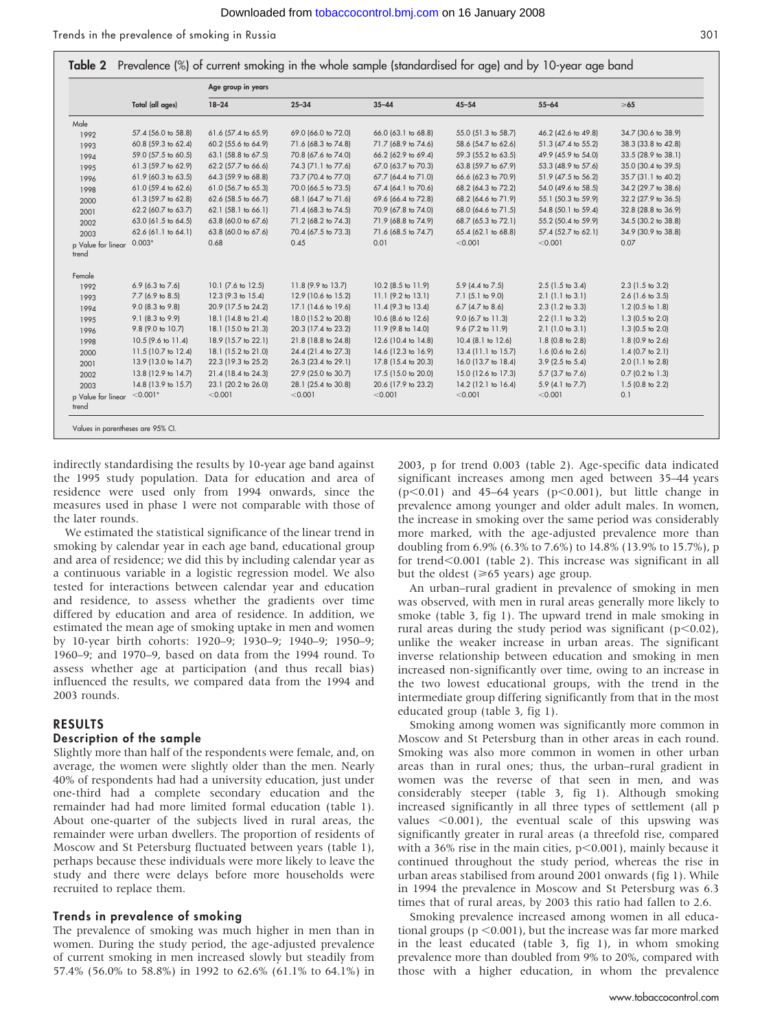**Table 2** Prevalence (%) of current smoking in the whole sample (standardised for age) and by 10-year age band

| | Total (all ages) | Age group in years 18–24 | 25–34 | 35–44 | 45–54 | 55–64 | ≥65 |
|---|---|---|---|---|---|---|---|
| **Male** | | | | | | | |
| 1992 | 57.4 (56.0 to 58.8) | 61.6 (57.4 to 65.9) | 69.0 (66.0 to 72.0) | 66.0 (63.1 to 68.8) | 55.0 (51.3 to 58.7) | 46.2 (42.6 to 49.8) | 34.7 (30.6 to 38.9) |
| 1993 | 60.8 (59.3 to 62.4) | 60.2 (55.6 to 64.9) | 71.6 (68.3 to 74.8) | 71.7 (68.9 to 74.6) | 58.6 (54.7 to 62.6) | 51.3 (47.4 to 55.2) | 38.3 (33.8 to 42.8) |
| 1994 | 59.0 (57.5 to 60.5) | 63.1 (58.8 to 67.5) | 70.8 (67.6 to 74.0) | 66.2 (62.9 to 69.4) | 59.3 (55.2 to 63.5) | 49.9 (45.9 to 54.0) | 33.5 (28.9 to 38.1) |
| 1995 | 61.3 (59.7 to 62.9) | 62.2 (57.7 to 66.6) | 74.3 (71.1 to 77.6) | 67.0 (63.7 to 70.3) | 63.8 (59.7 to 67.9) | 53.3 (48.9 to 57.6) | 35.0 (30.4 to 39.5) |
| 1996 | 61.9 (60.3 to 63.5) | 64.3 (59.9 to 68.8) | 73.7 (70.4 to 77.0) | 67.7 (64.4 to 71.0) | 66.6 (62.3 to 70.9) | 51.9 (47.5 to 56.2) | 35.7 (31.1 to 40.2) |
| 1998 | 61.0 (59.4 to 62.6) | 61.0 (56.7 to 65.3) | 70.0 (66.5 to 73.5) | 67.4 (64.1 to 70.6) | 68.2 (64.3 to 72.2) | 54.0 (49.6 to 58.5) | 34.2 (29.7 to 38.6) |
| 2000 | 61.3 (59.7 to 62.8) | 62.6 (58.5 to 66.7) | 68.1 (64.7 to 71.6) | 69.6 (66.4 to 72.8) | 68.2 (64.6 to 71.9) | 55.1 (50.3 to 59.9) | 32.2 (27.9 to 36.5) |
| 2001 | 62.2 (60.7 to 63.7) | 62.1 (58.1 to 66.1) | 71.4 (68.3 to 74.5) | 70.9 (67.8 to 74.0) | 68.0 (64.6 to 71.5) | 54.8 (50.1 to 59.4) | 32.8 (28.8 to 36.9) |
| 2002 | 63.0 (61.5 to 64.5) | 63.8 (60.0 to 67.6) | 71.2 (68.2 to 74.3) | 71.9 (68.8 to 74.9) | 68.7 (65.3 to 72.1) | 55.2 (50.4 to 59.9) | 34.5 (30.2 to 38.8) |
| 2003 | 62.6 (61.1 to 64.1) | 63.8 (60.0 to 67.6) | 70.4 (67.5 to 73.3) | 71.6 (68.5 to 74.7) | 65.4 (62.1 to 68.8) | 57.4 (52.7 to 62.1) | 34.9 (30.9 to 38.8) |
| p Value for linear trend | 0.003* | 0.68 | 0.45 | 0.01 | <0.001 | <0.001 | 0.07 |
| **Female** | | | | | | | |
| 1992 | 6.9 (6.3 to 7.6) | 10.1 (7.6 to 12.5) | 11.8 (9.9 to 13.7) | 10.2 (8.5 to 11.9) | 5.9 (4.4 to 7.5) | 2.5 (1.5 to 3.4) | 2.3 (1.5 to 3.2) |
| 1993 | 7.7 (6.9 to 8.5) | 12.3 (9.3 to 15.4) | 12.9 (10.6 to 15.2) | 11.1 (9.2 to 13.1) | 7.1 (5.1 to 9.0) | 2.1 (1.1 to 3.1) | 2.6 (1.6 to 3.5) |
| 1994 | 9.0 (8.3 to 9.8) | 20.9 (17.5 to 24.2) | 17.1 (14.6 to 19.6) | 11.4 (9.3 to 13.4) | 6.7 (4.7 to 8.6) | 2.3 (1.2 to 3.3) | 1.2 (0.5 to 1.8) |
| 1995 | 9.1 (8.3 to 9.9) | 18.1 (14.8 to 21.4) | 18.0 (15.2 to 20.8) | 10.6 (8.6 to 12.6) | 9.0 (6.7 to 11.3) | 2.2 (1.1 to 3.2) | 1.3 (0.5 to 2.0) |
| 1996 | 9.8 (9.0 to 10.7) | 18.1 (15.0 to 21.3) | 20.3 (17.4 to 23.2) | 11.9 (9.8 to 14.0) | 9.6 (7.2 to 11.9) | 2.1 (1.0 to 3.1) | 1.3 (0.5 to 2.0) |
| 1998 | 10.5 (9.6 to 11.4) | 18.9 (15.7 to 22.1) | 21.8 (18.8 to 24.8) | 12.6 (10.4 to 14.8) | 10.4 (8.1 to 12.6) | 1.8 (0.8 to 2.8) | 1.8 (0.9 to 2.6) |
| 2000 | 11.5 (10.7 to 12.4) | 18.1 (15.2 to 21.0) | 24.4 (21.4 to 27.3) | 14.6 (12.3 to 16.9) | 13.4 (11.1 to 15.7) | 1.6 (0.6 to 2.6) | 1.4 (0.7 to 2.1) |
| 2001 | 13.9 (13.0 to 14.7) | 22.3 (19.3 to 25.2) | 26.3 (23.4 to 29.1) | 17.8 (15.4 to 20.3) | 16.0 (13.7 to 18.4) | 3.9 (2.5 to 5.4) | 2.0 (1.1 to 2.8) |
| 2002 | 13.8 (12.9 to 14.7) | 21.4 (18.4 to 24.3) | 27.9 (25.0 to 30.7) | 17.5 (15.0 to 20.0) | 15.0 (12.6 to 17.3) | 5.7 (3.7 to 7.6) | 0.7 (0.2 to 1.3) |
| 2003 | 14.8 (13.9 to 15.7) | 23.1 (20.2 to 26.0) | 28.1 (25.4 to 30.8) | 20.6 (17.9 to 23.2) | 14.2 (12.1 to 16.4) | 5.9 (4.1 to 7.7) | 1.5 (0.8 to 2.2) |
| p Value for linear trend | <0.001* | <0.001 | <0.001 | <0.001 | <0.001 | <0.001 | 0.1 |

Values in parentheses are 95% CI.

indirectly standardising the results by 10-year age band against the 1995 study population. Data for education and area of residence were used only from 1994 onwards, since the measures used in phase 1 were not comparable with those of the later rounds.

We estimated the statistical significance of the linear trend in smoking by calendar year in each age band, educational group and area of residence; we did this by including calendar year as a continuous variable in a logistic regression model. We also tested for interactions between calendar year and education and residence, to assess whether the gradients over time differed by education and area of residence. In addition, we estimated the mean age of smoking uptake in men and women by 10-year birth cohorts: 1920–9; 1930–9; 1940–9; 1950–9; 1960–9; and 1970–9, based on data from the 1994 round. To assess whether age at participation (and thus recall bias) influenced the results, we compared data from the 1994 and 2003 rounds.

## RESULTS

### Description of the sample

Slightly more than half of the respondents were female, and, on average, the women were slightly older than the men. Nearly 40% of respondents had had a university education, just under one-third had a complete secondary education and the remainder had had more limited formal education (table 1). About one-quarter of the subjects lived in rural areas, the remainder were urban dwellers. The proportion of residents of Moscow and St Petersburg fluctuated between years (table 1), perhaps because these individuals were more likely to leave the study and there were delays before more households were recruited to replace them.

### Trends in prevalence of smoking

The prevalence of smoking was much higher in men than in women. During the study period, the age-adjusted prevalence of current smoking in men increased slowly but steadily from 57.4% (56.0% to 58.8%) in 1992 to 62.6% (61.1% to 64.1%) in 2003, p for trend 0.003 (table 2). Age-specific data indicated significant increases among men aged between 35–44 years ($p<0.01$) and 45–64 years ($p<0.001$), but little change in prevalence among younger and older adult males. In women, the increase in smoking over the same period was considerably more marked, with the age-adjusted prevalence more than doubling from 6.9% (6.3% to 7.6%) to 14.8% (13.9% to 15.7%), p for trend<0.001 (table 2). This increase was significant in all but the oldest (≥65 years) age group.

An urban–rural gradient in prevalence of smoking in men was observed, with men in rural areas generally more likely to smoke (table 3, fig 1). The upward trend in male smoking in rural areas during the study period was significant ($p<0.02$), unlike the weaker increase in urban areas. The significant inverse relationship between education and smoking in men increased non-significantly over time, owing to an increase in the two lowest educational groups, with the trend in the intermediate group differing significantly from that in the most educated group (table 3, fig 1).

Smoking among women was significantly more common in Moscow and St Petersburg than in other areas in each round. Smoking was also more common in women in other urban areas than in rural ones; thus, the urban–rural gradient in women was the reverse of that seen in men, and was considerably steeper (table 3, fig 1). Although smoking increased significantly in all three types of settlement (all p values $<0.001$), the eventual scale of this upswing was significantly greater in rural areas (a threefold rise, compared with a 36% rise in the main cities, $p<0.001$), mainly because it continued throughout the study period, whereas the rise in urban areas stabilised from around 2001 onwards (fig 1). While in 1994 the prevalence in Moscow and St Petersburg was 6.3 times that of rural areas, by 2003 this ratio had fallen to 2.6.

Smoking prevalence increased among women in all educational groups ($p<0.001$), but the increase was far more marked in the least educated (table 3, fig 1), in whom smoking prevalence more than doubled from 9% to 20%, compared with those with a higher education, in whom the prevalence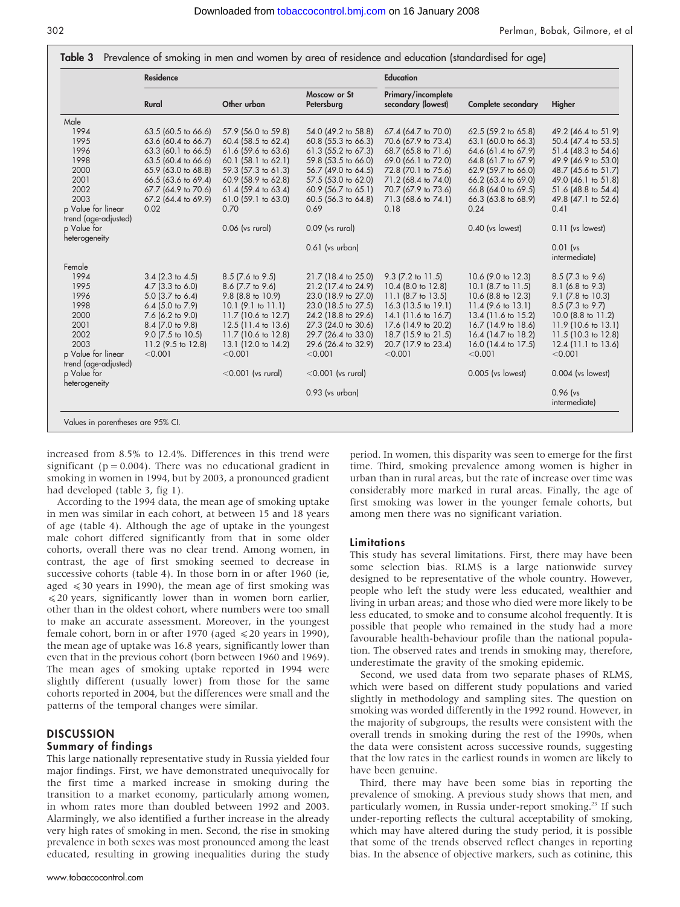**Table 3** Prevalence of smoking in men and women by area of residence and education (standardised for age)

| | Residence | | | Education | | |
|---|---|---|---|---|---|---|
| | Rural | Other urban | Moscow or St Petersburg | Primary/incomplete secondary (lowest) | Complete secondary | Higher |
| Male | | | | | | |
| 1994 | 63.5 (60.5 to 66.6) | 57.9 (56.0 to 59.8) | 54.0 (49.2 to 58.8) | 67.4 (64.7 to 70.0) | 62.5 (59.2 to 65.8) | 49.2 (46.4 to 51.9) |
| 1995 | 63.6 (60.4 to 66.7) | 60.4 (58.5 to 62.4) | 60.8 (55.3 to 66.3) | 70.6 (67.9 to 73.4) | 63.1 (60.0 to 66.3) | 50.4 (47.4 to 53.5) |
| 1996 | 63.3 (60.1 to 66.5) | 61.6 (59.6 to 63.6) | 61.3 (55.2 to 67.3) | 68.7 (65.8 to 71.6) | 64.6 (61.4 to 67.9) | 51.4 (48.3 to 54.6) |
| 1998 | 63.5 (60.4 to 66.6) | 60.1 (58.1 to 62.1) | 59.8 (53.5 to 66.0) | 69.0 (66.1 to 72.0) | 64.8 (61.7 to 67.9) | 49.9 (46.9 to 53.0) |
| 2000 | 65.9 (63.0 to 68.8) | 59.3 (57.3 to 61.3) | 56.7 (49.0 to 64.5) | 72.8 (70.1 to 75.6) | 62.9 (59.7 to 66.0) | 48.7 (45.6 to 51.7) |
| 2001 | 66.5 (63.6 to 69.4) | 60.9 (58.9 to 62.8) | 57.5 (53.0 to 62.0) | 71.2 (68.4 to 74.0) | 66.2 (63.4 to 69.0) | 49.0 (46.1 to 51.8) |
| 2002 | 67.7 (64.9 to 70.6) | 61.4 (59.4 to 63.4) | 60.9 (56.7 to 65.1) | 70.7 (67.9 to 73.6) | 66.8 (64.0 to 69.5) | 51.6 (48.8 to 54.4) |
| 2003 | 67.2 (64.4 to 69.9) | 61.0 (59.1 to 63.0) | 60.5 (56.3 to 64.8) | 71.3 (68.6 to 74.1) | 66.3 (63.8 to 68.9) | 49.8 (47.1 to 52.6) |
| p Value for linear trend (age-adjusted) | 0.02 | 0.70 | 0.69 | 0.18 | 0.24 | 0.41 |
| p Value for heterogeneity | | 0.06 (vs rural) | 0.09 (vs rural) | | 0.40 (vs lowest) | 0.11 (vs lowest) |
| | | | 0.61 (vs urban) | | | 0.01 (vs intermediate) |
| Female | | | | | | |
| 1994 | 3.4 (2.3 to 4.5) | 8.5 (7.6 to 9.5) | 21.7 (18.4 to 25.0) | 9.3 (7.2 to 11.5) | 10.6 (9.0 to 12.3) | 8.5 (7.3 to 9.6) |
| 1995 | 4.7 (3.3 to 6.0) | 8.6 (7.7 to 9.6) | 21.2 (17.4 to 24.9) | 10.4 (8.0 to 12.8) | 10.1 (8.7 to 11.5) | 8.1 (6.8 to 9.3) |
| 1996 | 5.0 (3.7 to 6.4) | 9.8 (8.8 to 10.9) | 23.0 (18.9 to 27.0) | 11.1 (8.7 to 13.5) | 10.6 (8.8 to 12.3) | 9.1 (7.8 to 10.3) |
| 1998 | 6.4 (5.0 to 7.9) | 10.1 (9.1 to 11.1) | 23.0 (18.5 to 27.5) | 16.3 (13.5 to 19.1) | 11.4 (9.6 to 13.1) | 8.5 (7.3 to 9.7) |
| 2000 | 7.6 (6.2 to 9.0) | 11.7 (10.6 to 12.7) | 24.2 (18.8 to 29.6) | 14.1 (11.6 to 16.7) | 13.4 (11.6 to 15.2) | 10.0 (8.8 to 11.2) |
| 2001 | 8.4 (7.0 to 9.8) | 12.5 (11.4 to 13.6) | 27.3 (24.0 to 30.6) | 17.6 (14.9 to 20.2) | 16.7 (14.9 to 18.6) | 11.9 (10.6 to 13.1) |
| 2002 | 9.0 (7.5 to 10.5) | 11.7 (10.6 to 12.8) | 29.7 (26.4 to 33.0) | 18.7 (15.9 to 21.5) | 16.4 (14.7 to 18.2) | 11.5 (10.3 to 12.8) |
| 2003 | 11.2 (9.5 to 12.8) | 13.1 (12.0 to 14.2) | 29.6 (26.4 to 32.9) | 20.7 (17.9 to 23.4) | 16.0 (14.4 to 17.5) | 12.4 (11.1 to 13.6) |
| p Value for linear trend (age-adjusted) | <0.001 | <0.001 | <0.001 | <0.001 | <0.001 | <0.001 |
| p Value for heterogeneity | | <0.001 (vs rural) | <0.001 (vs rural) | | 0.005 (vs lowest) | 0.004 (vs lowest) |
| | | | 0.93 (vs urban) | | | 0.96 (vs intermediate) |

Values in parentheses are 95% CI.

increased from 8.5% to 12.4%. Differences in this trend were significant (p = 0.004). There was no educational gradient in smoking in women in 1994, but by 2003, a pronounced gradient had developed (table 3, fig 1).

According to the 1994 data, the mean age of smoking uptake in men was similar in each cohort, at between 15 and 18 years of age (table 4). Although the age of uptake in the youngest male cohort differed significantly from that in some older cohorts, overall there was no clear trend. Among women, in contrast, the age of first smoking seemed to decrease in successive cohorts (table 4). In those born in or after 1960 (ie, aged ⩽30 years in 1990), the mean age of first smoking was ⩽20 years, significantly lower than in women born earlier, other than in the oldest cohort, where numbers were too small to make an accurate assessment. Moreover, in the youngest female cohort, born in or after 1970 (aged ⩽20 years in 1990), the mean age of uptake was 16.8 years, significantly lower than even that in the previous cohort (born between 1960 and 1969). The mean ages of smoking uptake reported in 1994 were slightly different (usually lower) from those for the same cohorts reported in 2004, but the differences were small and the patterns of the temporal changes were similar.

## DISCUSSION

### Summary of findings

This large nationally representative study in Russia yielded four major findings. First, we have demonstrated unequivocally for the first time a marked increase in smoking during the transition to a market economy, particularly among women, in whom rates more than doubled between 1992 and 2003. Alarmingly, we also identified a further increase in the already very high rates of smoking in men. Second, the rise in smoking prevalence in both sexes was most pronounced among the least educated, resulting in growing inequalities during the study period. In women, this disparity was seen to emerge for the first time. Third, smoking prevalence among women is higher in urban than in rural areas, but the rate of increase over time was considerably more marked in rural areas. Finally, the age of first smoking was lower in the younger female cohorts, but among men there was no significant variation.

### Limitations

This study has several limitations. First, there may have been some selection bias. RLMS is a large nationwide survey designed to be representative of the whole country. However, people who left the study were less educated, wealthier and living in urban areas; and those who died were more likely to be less educated, to smoke and to consume alcohol frequently. It is possible that people who remained in the study had a more favourable health-behaviour profile than the national population. The observed rates and trends in smoking may, therefore, underestimate the gravity of the smoking epidemic.

Second, we used data from two separate phases of RLMS, which were based on different study populations and varied slightly in methodology and sampling sites. The question on smoking was worded differently in the 1992 round. However, in the majority of subgroups, the results were consistent with the overall trends in smoking during the rest of the 1990s, when the data were consistent across successive rounds, suggesting that the low rates in the earliest rounds in women are likely to have been genuine.

Third, there may have been some bias in reporting the prevalence of smoking. A previous study shows that men, and particularly women, in Russia under-report smoking.[23] If such under-reporting reflects the cultural acceptability of smoking, which may have altered during the study period, it is possible that some of the trends observed reflect changes in reporting bias. In the absence of objective markers, such as cotinine, this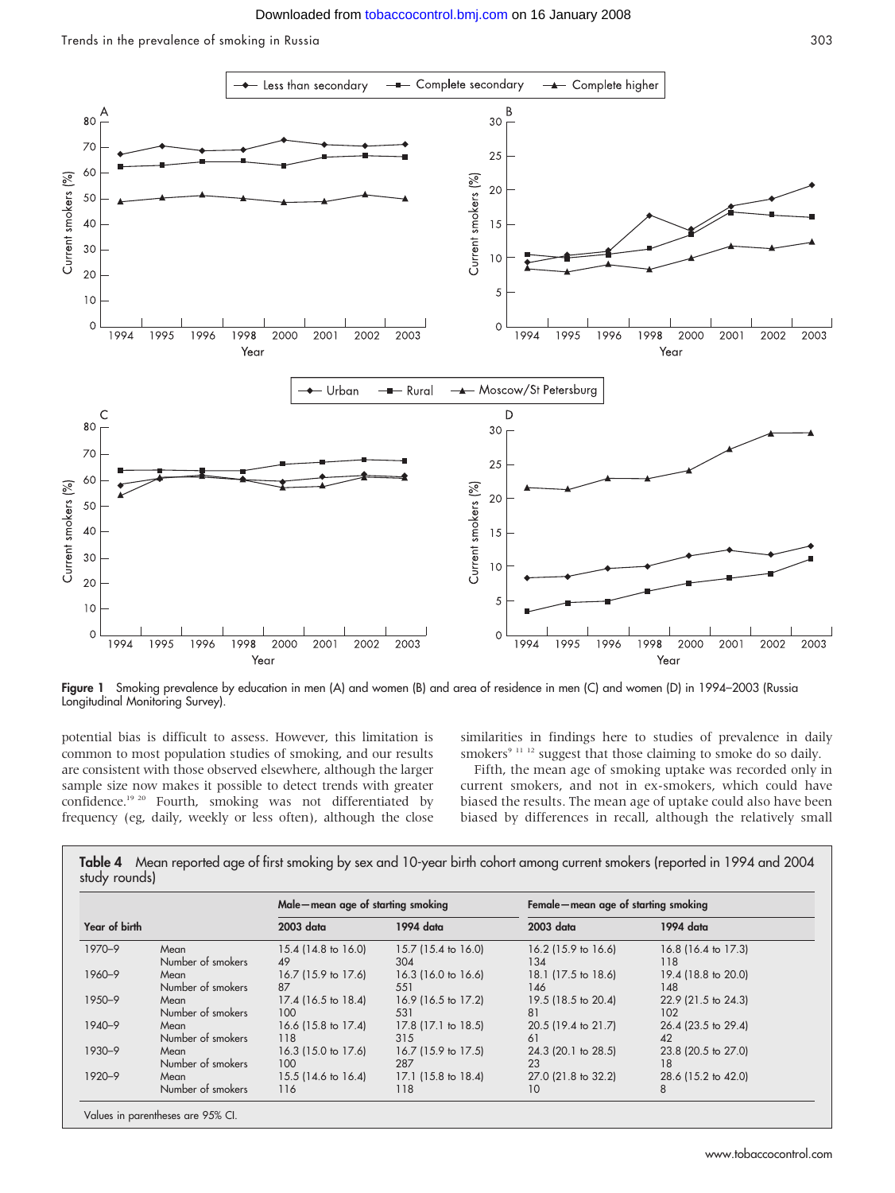Figure 1 Smoking prevalence by education in men (A) and women (B) and area of residence in men (C) and women (D) in 1994–2003 (Russia Longitudinal Monitoring Survey).

potential bias is difficult to assess. However, this limitation is common to most population studies of smoking, and our results are consistent with those observed elsewhere, although the larger sample size now makes it possible to detect trends with greater confidence.[19 20] Fourth, smoking was not differentiated by frequency (eg, daily, weekly or less often), although the close similarities in findings here to studies of prevalence in daily smokers[9 11 12] suggest that those claiming to smoke do so daily.

Fifth, the mean age of smoking uptake was recorded only in current smokers, and not in ex-smokers, which could have biased the results. The mean age of uptake could also have been biased by differences in recall, although the relatively small

**Table 4** Mean reported age of first smoking by sex and 10-year birth cohort among current smokers (reported in 1994 and 2004 study rounds)

| Year of birth | | Male—mean age of starting smoking | | Female—mean age of starting smoking | |
|---|---|---|---|---|---|
| | | 2003 data | 1994 data | 2003 data | 1994 data |
| 1970–9 | Mean | 15.4 (14.8 to 16.0) | 15.7 (15.4 to 16.0) | 16.2 (15.9 to 16.6) | 16.8 (16.4 to 17.3) |
| | Number of smokers | 49 | 304 | 134 | 118 |
| 1960–9 | Mean | 16.7 (15.9 to 17.6) | 16.3 (16.0 to 16.6) | 18.1 (17.5 to 18.6) | 19.4 (18.8 to 20.0) |
| | Number of smokers | 87 | 551 | 146 | 148 |
| 1950–9 | Mean | 17.4 (16.5 to 18.4) | 16.9 (16.5 to 17.2) | 19.5 (18.5 to 20.4) | 22.9 (21.5 to 24.3) |
| | Number of smokers | 100 | 531 | 81 | 102 |
| 1940–9 | Mean | 16.6 (15.8 to 17.4) | 17.8 (17.1 to 18.5) | 20.5 (19.4 to 21.7) | 26.4 (23.5 to 29.4) |
| | Number of smokers | 118 | 315 | 61 | 42 |
| 1930–9 | Mean | 16.3 (15.0 to 17.6) | 16.7 (15.9 to 17.5) | 24.3 (20.1 to 28.5) | 23.8 (20.5 to 27.0) |
| | Number of smokers | 100 | 287 | 23 | 18 |
| 1920–9 | Mean | 15.5 (14.6 to 16.4) | 17.1 (15.8 to 18.4) | 27.0 (21.8 to 32.2) | 28.6 (15.2 to 42.0) |
| | Number of smokers | 116 | 118 | 10 | 8 |

Values in parentheses are 95% CI.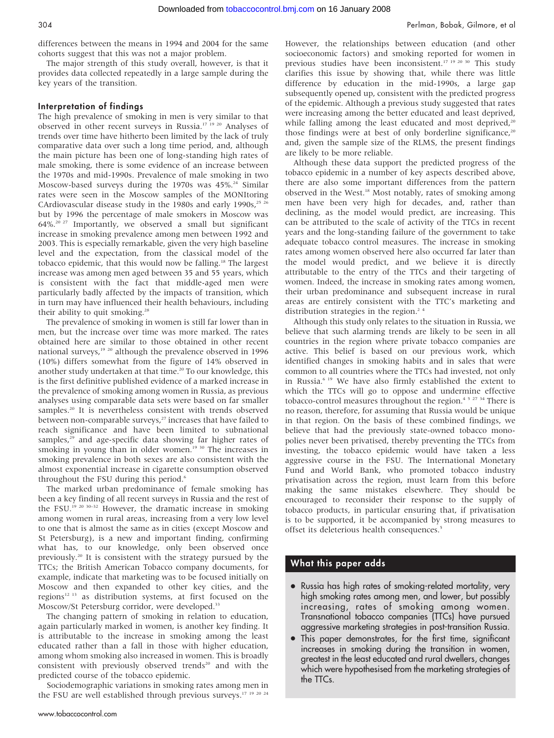differences between the means in 1994 and 2004 for the same cohorts suggest that this was not a major problem.

The major strength of this study overall, however, is that it provides data collected repeatedly in a large sample during the key years of the transition.

### Interpretation of findings

The high prevalence of smoking in men is very similar to that observed in other recent surveys in Russia.[17 19 20] Analyses of trends over time have hitherto been limited by the lack of truly comparative data over such a long time period, and, although the main picture has been one of long-standing high rates of male smoking, there is some evidence of an increase between the 1970s and mid-1990s. Prevalence of male smoking in two Moscow-based surveys during the 1970s was 45%.[24] Similar rates were seen in the Moscow samples of the MONItoring CArdiovascular disease study in the 1980s and early 1990s,[25 26] but by 1996 the percentage of male smokers in Moscow was 64%.[20 27] Importantly, we observed a small but significant increase in smoking prevalence among men between 1992 and 2003. This is especially remarkable, given the very high baseline level and the expectation, from the classical model of the tobacco epidemic, that this would now be falling.[18] The largest increase was among men aged between 35 and 55 years, which is consistent with the fact that middle-aged men were particularly badly affected by the impacts of transition, which in turn may have influenced their health behaviours, including their ability to quit smoking.[28]

The prevalence of smoking in women is still far lower than in men, but the increase over time was more marked. The rates obtained here are similar to those obtained in other recent national surveys,[19 20] although the prevalence observed in 1996 (10%) differs somewhat from the figure of 14% observed in another study undertaken at that time.[20] To our knowledge, this is the first definitive published evidence of a marked increase in the prevalence of smoking among women in Russia, as previous analyses using comparable data sets were based on far smaller samples.[20] It is nevertheless consistent with trends observed between non-comparable surveys,[27] increases that have failed to reach significance and have been limited to subnational samples,[29] and age-specific data showing far higher rates of smoking in young than in older women.[19 30] The increases in smoking prevalence in both sexes are also consistent with the almost exponential increase in cigarette consumption observed throughout the FSU during this period.[6]

The marked urban predominance of female smoking has been a key finding of all recent surveys in Russia and the rest of the FSU.[19 20 30–32] However, the dramatic increase in smoking among women in rural areas, increasing from a very low level to one that is almost the same as in cities (except Moscow and St Petersburg), is a new and important finding, confirming what has, to our knowledge, only been observed once previously.[20] It is consistent with the strategy pursued by the TTCs; the British American Tobacco company documents, for example, indicate that marketing was to be focused initially on Moscow and then expanded to other key cities, and the regions[12 13] as distribution systems, at first focused on the Moscow/St Petersburg corridor, were developed.[33]

The changing pattern of smoking in relation to education, again particularly marked in women, is another key finding. It is attributable to the increase in smoking among the least educated rather than a fall in those with higher education, among whom smoking also increased in women. This is broadly consistent with previously observed trends[20] and with the predicted course of the tobacco epidemic.

Sociodemographic variations in smoking rates among men in the FSU are well established through previous surveys.[17 19 20 24] However, the relationships between education (and other socioeconomic factors) and smoking reported for women in previous studies have been inconsistent.[17 19 20 30] This study clarifies this issue by showing that, while there was little difference by education in the mid-1990s, a large gap subsequently opened up, consistent with the predicted progress of the epidemic. Although a previous study suggested that rates were increasing among the better educated and least deprived, while falling among the least educated and most deprived,[20] those findings were at best of only borderline significance,[20] and, given the sample size of the RLMS, the present findings are likely to be more reliable.

Although these data support the predicted progress of the tobacco epidemic in a number of key aspects described above, there are also some important differences from the pattern observed in the West.[18] Most notably, rates of smoking among men have been very high for decades, and, rather than declining, as the model would predict, are increasing. This can be attributed to the scale of activity of the TTCs in recent years and the long-standing failure of the government to take adequate tobacco control measures. The increase in smoking rates among women observed here also occurred far later than the model would predict, and we believe it is directly attributable to the entry of the TTCs and their targeting of women. Indeed, the increase in smoking rates among women, their urban predominance and subsequent increase in rural areas are entirely consistent with the TTC's marketing and distribution strategies in the region.[2 4]

Although this study only relates to the situation in Russia, we believe that such alarming trends are likely to be seen in all countries in the region where private tobacco companies are active. This belief is based on our previous work, which identified changes in smoking habits and in sales that were common to all countries where the TTCs had invested, not only in Russia.[6 19] We have also firmly established the extent to which the TTCs will go to oppose and undermine effective tobacco-control measures throughout the region.[4 5 27 34] There is no reason, therefore, for assuming that Russia would be unique in that region. On the basis of these combined findings, we believe that had the previously state-owned tobacco monopolies never been privatised, thereby preventing the TTCs from investing, the tobacco epidemic would have taken a less aggressive course in the FSU. The International Monetary Fund and World Bank, who promoted tobacco industry privatisation across the region, must learn from this before making the same mistakes elsewhere. They should be encouraged to reconsider their response to the supply of tobacco products, in particular ensuring that, if privatisation is to be supported, it be accompanied by strong measures to offset its deleterious health consequences.[5]

### What this paper adds

- Russia has high rates of smoking-related mortality, very high smoking rates among men, and lower, but possibly increasing, rates of smoking among women. Transnational tobacco companies (TTCs) have pursued aggressive marketing strategies in post-transition Russia.
- This paper demonstrates, for the first time, significant increases in smoking during the transition in women, greatest in the least educated and rural dwellers, changes which were hypothesised from the marketing strategies of the TTCs.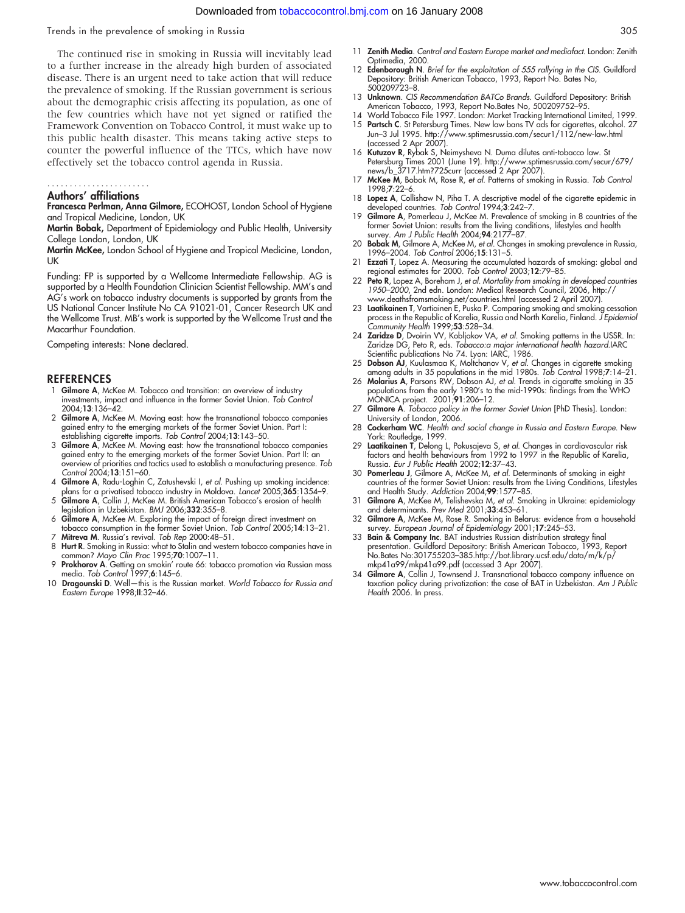The continued rise in smoking in Russia will inevitably lead to a further increase in the already high burden of associated disease. There is an urgent need to take action that will reduce the prevalence of smoking. If the Russian government is serious about the demographic crisis affecting its population, as one of the few countries which have not yet signed or ratified the Framework Convention on Tobacco Control, it must wake up to this public health disaster. This means taking active steps to counter the powerful influence of the TTCs, which have now effectively set the tobacco control agenda in Russia.

## Authors' affiliations

**Francesca Perlman, Anna Gilmore,** ECOHOST, London School of Hygiene and Tropical Medicine, London, UK

**Martin Bobak,** Department of Epidemiology and Public Health, University College London, London, UK

**Martin McKee,** London School of Hygiene and Tropical Medicine, London, UK

Funding: FP is supported by a Wellcome Intermediate Fellowship. AG is supported by a Health Foundation Clinician Scientist Fellowship. MM's and AG's work on tobacco industry documents is supported by grants from the US National Cancer Institute No CA 91021-01, Cancer Research UK and the Wellcome Trust. MB's work is supported by the Wellcome Trust and the Macarthur Foundation.

Competing interests: None declared.

## REFERENCES

1. **Gilmore A**, McKee M. Tobacco and transition: an overview of industry investments, impact and influence in the former Soviet Union. *Tob Control* 2004;**13**:136–42.
2. **Gilmore A**, McKee M. Moving east: how the transnational tobacco companies gained entry to the emerging markets of the former Soviet Union. Part I: establishing cigarette imports. *Tob Control* 2004;**13**:143–50.
3. **Gilmore A**, McKee M. Moving east: how the transnational tobacco companies gained entry to the emerging markets of the former Soviet Union. Part II: an overview of priorities and tactics used to establish a manufacturing presence. *Tob Control* 2004;**13**:151–60.
4. **Gilmore A**, Radu-Loghin C, Zatushevski I, *et al*. Pushing up smoking incidence: plans for a privatised tobacco industry in Moldova. *Lancet* 2005;**365**:1354–9.
5. **Gilmore A**, Collin J, McKee M. British American Tobacco's erosion of health legislation in Uzbekistan. *BMJ* 2006;**332**:355–8.
6. **Gilmore A**, McKee M. Exploring the impact of foreign direct investment on tobacco consumption in the former Soviet Union. *Tob Control* 2005;**14**:13–21.
7. **Mitreva M**. Russia's revival. *Tob Rep* 2000:48–51.
8. **Hurt R**. Smoking in Russia: what to Stalin and western tobacco companies have in common? *Mayo Clin Proc* 1995;**70**:1007–11.
9. **Prokhorov A**. Getting on smokin' route 66: tobacco promotion via Russian mass media. *Tob Control* 1997;**6**:145–6.
10. **Dragounski D**. Well—this is the Russian market. *World Tobacco for Russia and Eastern Europe* 1998;**II**:32–46.
11. **Zenith Media**. *Central and Eastern Europe market and mediafact*. London: Zenith Optimedia, 2000.
12. **Edenborough N**. *Brief for the exploitation of 555 rallying in the CIS*. Guildford Depository: British American Tobacco, 1993, Report No. Bates No, 500209723–8.
13. **Unknown**. *CIS Recommendation BATCo Brands*. Guildford Depository: British American Tobacco, 1993, Report No.Bates No, 500209752–95.
14. World Tobacco File 1997. London: Market Tracking International Limited, 1999.
15. **Partsch C**. St Petersburg Times. New law bans TV ads for cigarettes, alcohol. 27 Jun–3 Jul 1995. http://www.sptimesrussia.com/secur1/112/new-law.html (accessed 2 Apr 2007).
16. **Kutuzov R**, Rybak S, Neimysheva N. Duma dilutes anti-tobacco law. St Petersburg Times 2001 (June 19). http://www.sptimesrussia.com/secur/679/news/b_3717.htm?725curr (accessed 2 Apr 2007).
17. **McKee M**, Bobak M, Rose R, *et al*. Patterns of smoking in Russia. *Tob Control* 1998;**7**:22–6.
18. **Lopez A**, Collishaw N, Piha T. A descriptive model of the cigarette epidemic in developed countries. *Tob Control* 1994;**3**:242–7.
19. **Gilmore A**, Pomerleau J, McKee M. Prevalence of smoking in 8 countries of the former Soviet Union: results from the living conditions, lifestyles and health survey. *Am J Public Health* 2004;**94**:2177–87.
20. **Bobak M**, Gilmore A, McKee M, *et al*. Changes in smoking prevalence in Russia, 1996–2004. *Tob Control* 2006;**15**:131–5.
21. **Ezzati T**, Lopez A. Measuring the accumulated hazards of smoking: global and regional estimates for 2000. *Tob Control* 2003;**12**:79–85.
22. **Peto R**, Lopez A, Boreham J, *et al*. *Mortality from smoking in developed countries 1950–2000*, 2nd edn. London: Medical Research Council, 2006, http://www.deathsfromsmoking.net/countries.html (accessed 2 April 2007).
23. **Laatikainen T**, Vartiainen E, Puska P. Comparing smoking and smoking cessation process in the Republic of Karelia, Russia and North Karelia, Finland. *J Epidemiol Community Health* 1999;**53**:528–34.
24. **Zaridze D**, Dvoirin VV, Kobljakov VA, *et al*. Smoking patterns in the USSR. In: Zaridze DG, Peto R, eds. *Tobacco:a major international health hazard*.IARC Scientific publications No 74. Lyon: IARC, 1986.
25. **Dobson AJ**, Kuulasmaa K, Moltchanov V, *et al*. Changes in cigarette smoking among adults in 35 populations in the mid 1980s. *Tob Control* 1998;**7**:14–21.
26. **Molarius A**, Parsons RW, Dobson AJ, *et al*. Trends in cigarette smoking in 35 populations from the early 1980's to the mid-1990s: findings from the WHO MONICA project. 2001;**91**:206–12.
27. **Gilmore A**. *Tobacco policy in the former Soviet Union* [PhD Thesis]. London: University of London, 2006.
28. **Cockerham WC**. *Health and social change in Russia and Eastern Europe*. New York: Routledge, 1999.
29. **Laatikainen T**, Delong L, Pokusajeva S, *et al*. Changes in cardiovascular risk factors and health behaviours from 1992 to 1997 in the Republic of Karelia, Russia. *Eur J Public Health* 2002;**12**:37–43.
30. **Pomerleau J**, Gilmore A, McKee M, *et al*. Determinants of smoking in eight countries of the former Soviet Union: results from the Living Conditions, Lifestyles and Health Study. *Addiction* 2004;**99**:1577–85.
31. **Gilmore A**, McKee M, Telishevska M, *et al*. Smoking in Ukraine: epidemiology and determinants. *Prev Med* 2001;**33**:453–61.
32. **Gilmore A**, McKee M, Rose R. Smoking in Belarus: evidence from a household survey. *European Journal of Epidemiology* 2001;**17**:245–53.
33. **Bain & Company Inc**. BAT industries Russian distribution strategy final presentation. Guildford Depository: British American Tobacco, 1993, Report No.Bates No:301755203–385.http://bat.library.ucsf.edu/data/m/k/p/mkp41a99/mkp41a99.pdf (accessed 3 Apr 2007).
34. **Gilmore A**, Collin J, Townsend J. Transnational tobacco company influence on taxation policy during privatization: the case of BAT in Uzbekistan. *Am J Public Health* 2006. In press.